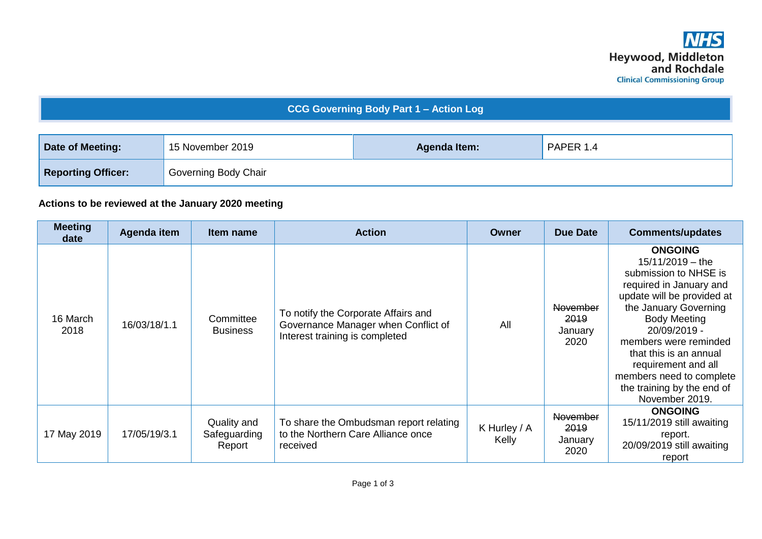NHS
Heywood, Middleton and Rochdale
Clinical Commissioning Group

# CCG Governing Body Part 1 – Action Log

| **Date of Meeting:** | 15 November 2019 | **Agenda Item:** | PAPER 1.4 |
|---|---|---|---|
| **Reporting Officer:** | Governing Body Chair | | |

**Actions to be reviewed at the January 2020 meeting**

| Meeting date | Agenda item | Item name | Action | Owner | Due Date | Comments/updates |
|---|---|---|---|---|---|---|
| 16 March 2018 | 16/03/18/1.1 | Committee Business | To notify the Corporate Affairs and Governance Manager when Conflict of Interest training is completed | All | ~~November 2019~~ January 2020 | **ONGOING** 15/11/2019 – the submission to NHSE is required in January and update will be provided at the January Governing Body Meeting 20/09/2019 - members were reminded that this is an annual requirement and all members need to complete the training by the end of November 2019. |
| 17 May 2019 | 17/05/19/3.1 | Quality and Safeguarding Report | To share the Ombudsman report relating to the Northern Care Alliance once received | K Hurley / A Kelly | ~~November 2019~~ January 2020 | **ONGOING** 15/11/2019 still awaiting report. 20/09/2019 still awaiting report |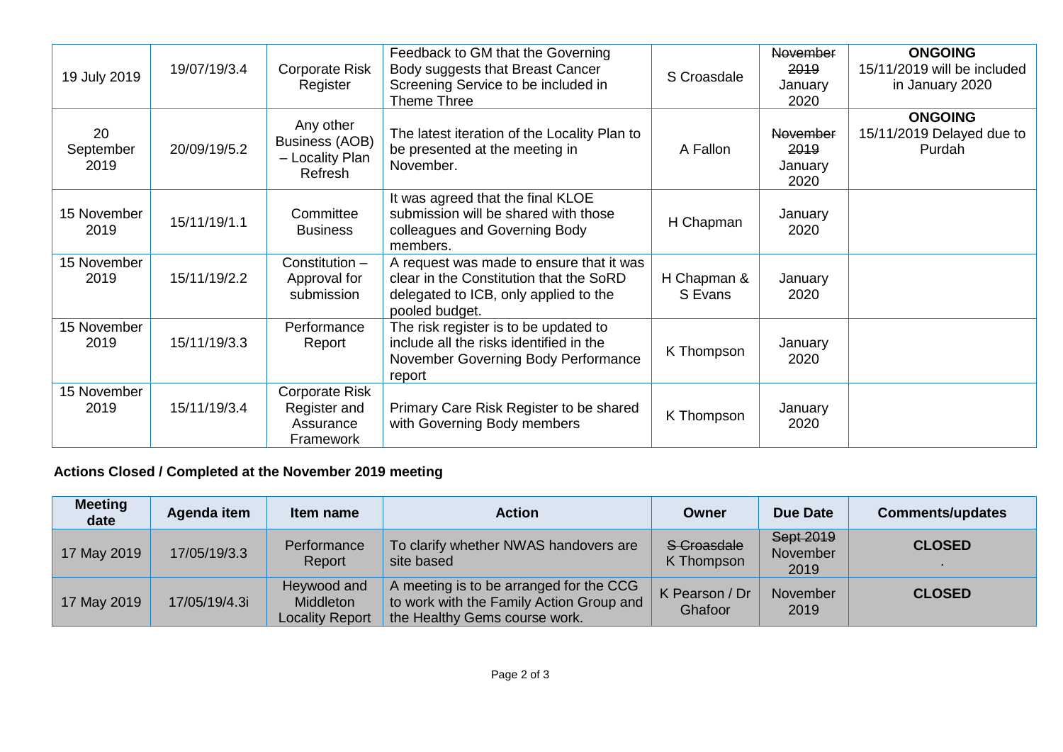| Meeting date | Agenda item | Item name | Action | Owner | Due Date | Comments/updates |
|---|---|---|---|---|---|---|
| 19 July 2019 | 19/07/19/3.4 | Corporate Risk Register | Feedback to GM that the Governing Body suggests that Breast Cancer Screening Service to be included in Theme Three | S Croasdale | ~~November 2019~~ January 2020 | **ONGOING** 15/11/2019 will be included in January 2020 |
| 20 September 2019 | 20/09/19/5.2 | Any other Business (AOB) – Locality Plan Refresh | The latest iteration of the Locality Plan to be presented at the meeting in November. | A Fallon | ~~November 2019~~ January 2020 | **ONGOING** 15/11/2019 Delayed due to Purdah |
| 15 November 2019 | 15/11/19/1.1 | Committee Business | It was agreed that the final KLOE submission will be shared with those colleagues and Governing Body members. | H Chapman | January 2020 | |
| 15 November 2019 | 15/11/19/2.2 | Constitution – Approval for submission | A request was made to ensure that it was clear in the Constitution that the SoRD delegated to ICB, only applied to the pooled budget. | H Chapman & S Evans | January 2020 | |
| 15 November 2019 | 15/11/19/3.3 | Performance Report | The risk register is to be updated to include all the risks identified in the November Governing Body Performance report | K Thompson | January 2020 | |
| 15 November 2019 | 15/11/19/3.4 | Corporate Risk Register and Assurance Framework | Primary Care Risk Register to be shared with Governing Body members | K Thompson | January 2020 | |

**Actions Closed / Completed at the November 2019 meeting**

| Meeting date | Agenda item | Item name | Action | Owner | Due Date | Comments/updates |
|---|---|---|---|---|---|---|
| 17 May 2019 | 17/05/19/3.3 | Performance Report | To clarify whether NWAS handovers are site based | ~~S Croasdale~~ K Thompson | ~~Sept 2019~~ November 2019 | **CLOSED** . |
| 17 May 2019 | 17/05/19/4.3i | Heywood and Middleton Locality Report | A meeting is to be arranged for the CCG to work with the Family Action Group and the Healthy Gems course work. | K Pearson / Dr Ghafoor | November 2019 | **CLOSED** |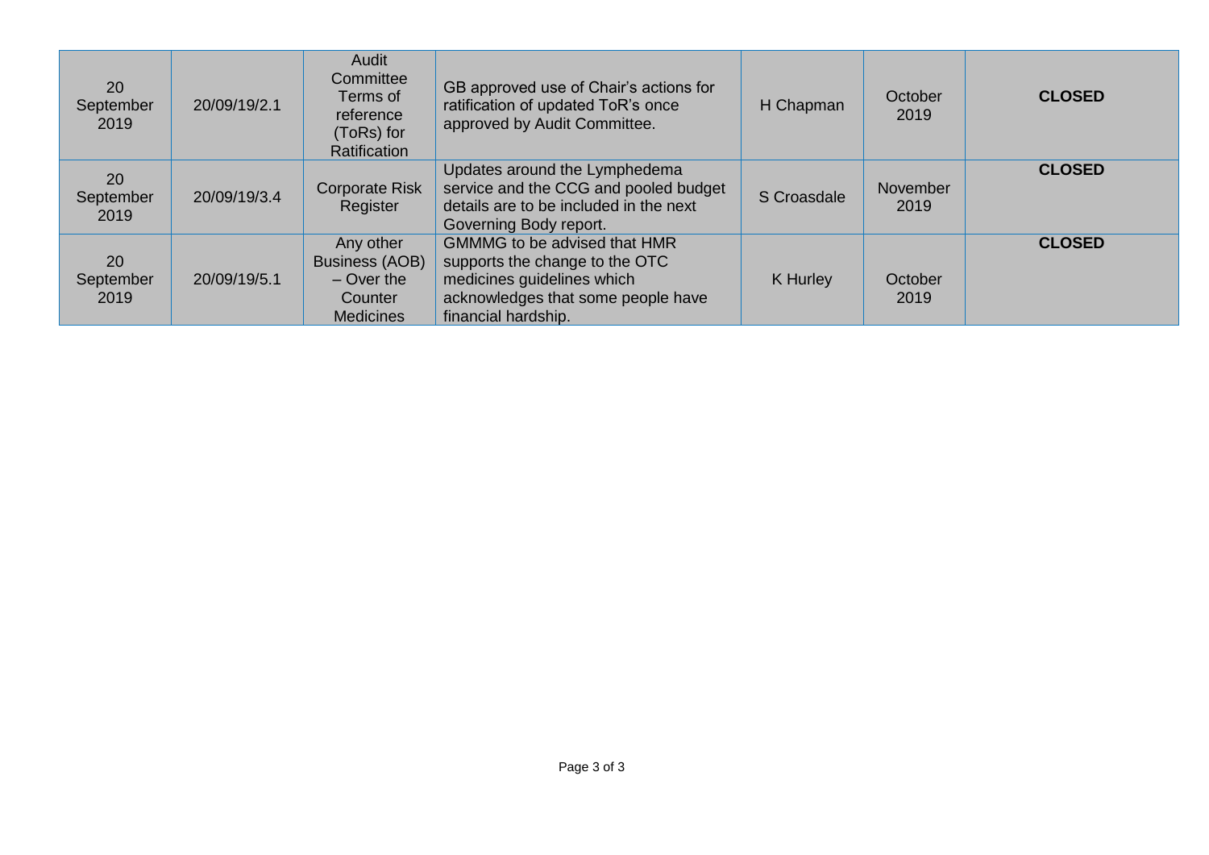| | | | | | | |
|---|---|---|---|---|---|---|
| 20 September 2019 | 20/09/19/2.1 | Audit Committee Terms of reference (ToRs) for Ratification | GB approved use of Chair's actions for ratification of updated ToR's once approved by Audit Committee. | H Chapman | October 2019 | **CLOSED** |
| 20 September 2019 | 20/09/19/3.4 | Corporate Risk Register | Updates around the Lymphedema service and the CCG and pooled budget details are to be included in the next Governing Body report. | S Croasdale | November 2019 | **CLOSED** |
| 20 September 2019 | 20/09/19/5.1 | Any other Business (AOB) – Over the Counter Medicines | GMMMG to be advised that HMR supports the change to the OTC medicines guidelines which acknowledges that some people have financial hardship. | K Hurley | October 2019 | **CLOSED** |